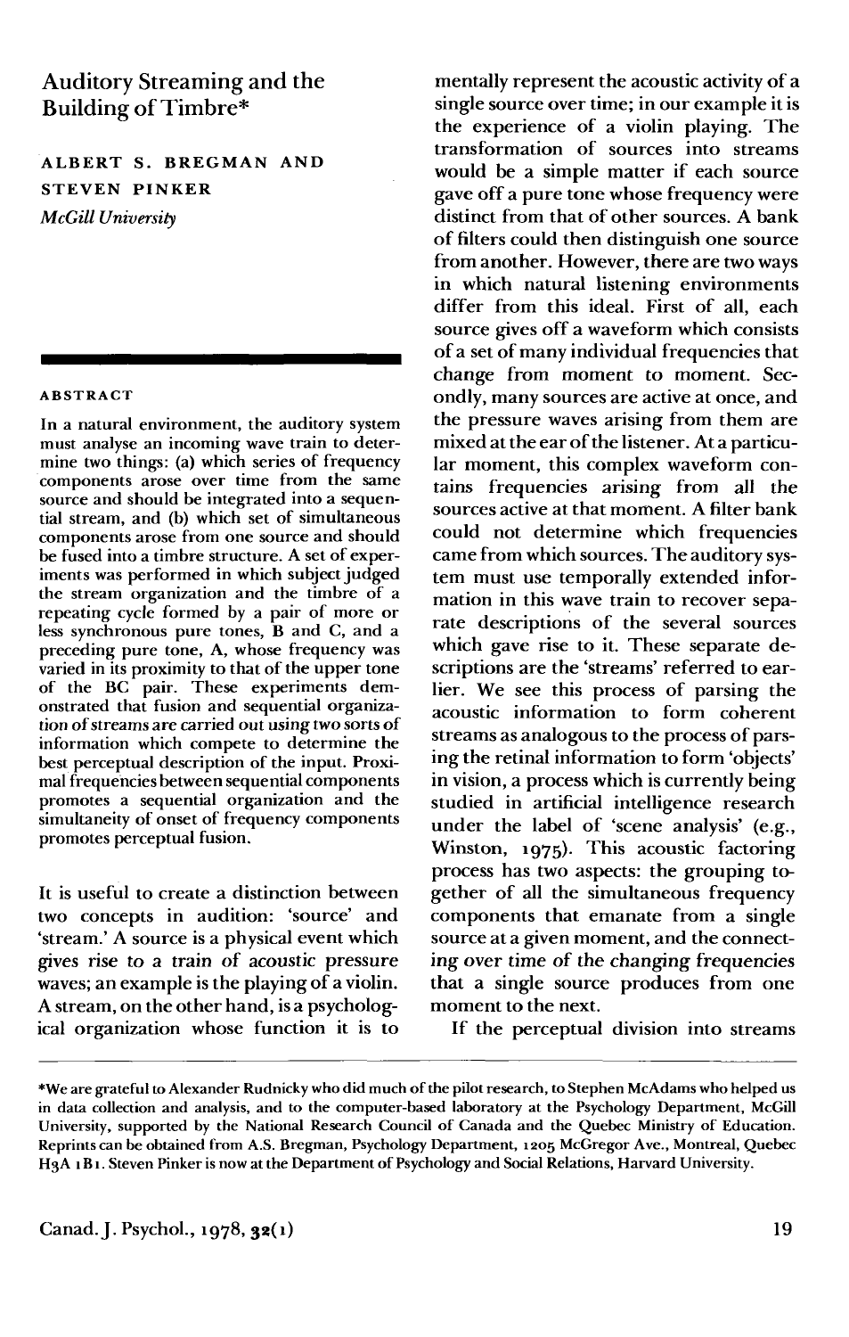# Auditory Streaming and the Building of Timbre*

**ALBERT S. BREGMAN AND STEVEN PINKER**

*McGill University*

---

**ABSTRACT**

In a natural environment, the auditory system must analyse an incoming wave train to determine two things: (a) which series of frequency components arose over time from the same source and should be integrated into a sequential stream, and (b) which set of simultaneous components arose from one source and should be fused into a timbre structure. A set of experiments was performed in which subject judged the stream organization and the timbre of a repeating cycle formed by a pair of more or less synchronous pure tones, B and C, and a preceding pure tone, A, whose frequency was varied in its proximity to that of the upper tone of the BC pair. These experiments demonstrated that fusion and sequential organization of streams are carried out using two sorts of information which compete to determine the best perceptual description of the input. Proximal frequencies between sequential components promotes a sequential organization and the simultaneity of onset of frequency components promotes perceptual fusion.

It is useful to create a distinction between two concepts in audition: 'source' and 'stream.' A source is a physical event which gives rise to a train of acoustic pressure waves; an example is the playing of a violin. A stream, on the other hand, is a psychological organization whose function it is to mentally represent the acoustic activity of a single source over time; in our example it is the experience of a violin playing. The transformation of sources into streams would be a simple matter if each source gave off a pure tone whose frequency were distinct from that of other sources. A bank of filters could then distinguish one source from another. However, there are two ways in which natural listening environments differ from this ideal. First of all, each source gives off a waveform which consists of a set of many individual frequencies that change from moment to moment. Secondly, many sources are active at once, and the pressure waves arising from them are mixed at the ear of the listener. At a particular moment, this complex waveform contains frequencies arising from all the sources active at that moment. A filter bank could not determine which frequencies came from which sources. The auditory system must use temporally extended information in this wave train to recover separate descriptions of the several sources which gave rise to it. These separate descriptions are the 'streams' referred to earlier. We see this process of parsing the acoustic information to form coherent streams as analogous to the process of parsing the retinal information to form 'objects' in vision, a process which is currently being studied in artificial intelligence research under the label of 'scene analysis' (e.g., Winston, 1975). This acoustic factoring process has two aspects: the grouping together of all the simultaneous frequency components that emanate from a single source at a given moment, and the connecting over time of the changing frequencies that a single source produces from one moment to the next.

If the perceptual division into streams

---

*We are grateful to Alexander Rudnicky who did much of the pilot research, to Stephen McAdams who helped us in data collection and analysis, and to the computer-based laboratory at the Psychology Department, McGill University, supported by the National Research Council of Canada and the Quebec Ministry of Education. Reprints can be obtained from A.S. Bregman, Psychology Department, 1205 McGregor Ave., Montreal, Quebec H3A 1B1. Steven Pinker is now at the Department of Psychology and Social Relations, Harvard University.

Canad. J. Psychol., 1978, 32(1)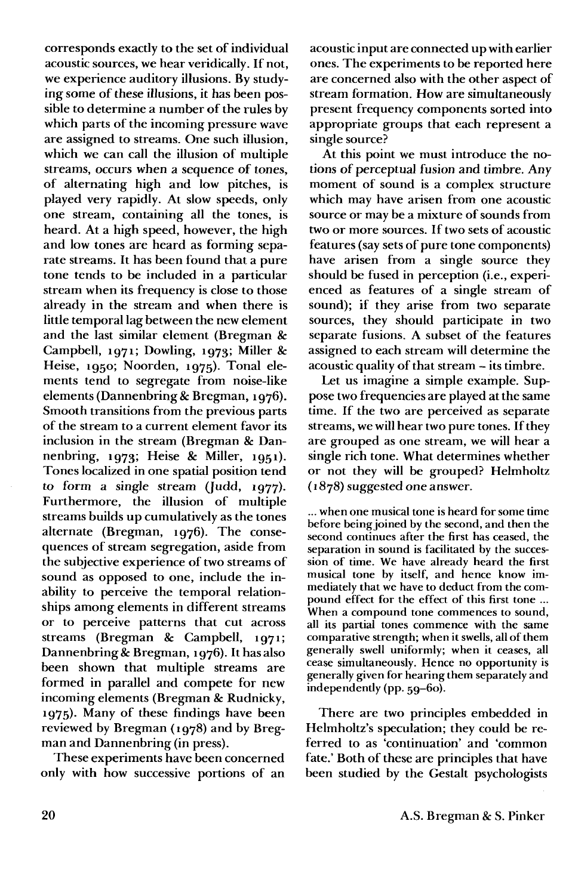corresponds exactly to the set of individual acoustic sources, we hear veridically. If not, we experience auditory illusions. By studying some of these illusions, it has been possible to determine a number of the rules by which parts of the incoming pressure wave are assigned to streams. One such illusion, which we can call the illusion of multiple streams, occurs when a sequence of tones, of alternating high and low pitches, is played very rapidly. At slow speeds, only one stream, containing all the tones, is heard. At a high speed, however, the high and low tones are heard as forming separate streams. It has been found that a pure tone tends to be included in a particular stream when its frequency is close to those already in the stream and when there is little temporal lag between the new element and the last similar element (Bregman & Campbell, 1971; Dowling, 1973; Miller & Heise, 1950; Noorden, 1975). Tonal elements tend to segregate from noise-like elements (Dannenbring & Bregman, 1976). Smooth transitions from the previous parts of the stream to a current element favor its inclusion in the stream (Bregman & Dannenbring, 1973; Heise & Miller, 1951). Tones localized in one spatial position tend to form a single stream (Judd, 1977). Furthermore, the illusion of multiple streams builds up cumulatively as the tones alternate (Bregman, 1976). The consequences of stream segregation, aside from the subjective experience of two streams of sound as opposed to one, include the inability to perceive the temporal relationships among elements in different streams or to perceive patterns that cut across streams (Bregman & Campbell, 1971; Dannenbring & Bregman, 1976). It has also been shown that multiple streams are formed in parallel and compete for new incoming elements (Bregman & Rudnicky, 1975). Many of these findings have been reviewed by Bregman (1978) and by Bregman and Dannenbring (in press).

These experiments have been concerned only with how successive portions of an acoustic input are connected up with earlier ones. The experiments to be reported here are concerned also with the other aspect of stream formation. How are simultaneously present frequency components sorted into appropriate groups that each represent a single source?

At this point we must introduce the notions of perceptual fusion and timbre. Any moment of sound is a complex structure which may have arisen from one acoustic source or may be a mixture of sounds from two or more sources. If two sets of acoustic features (say sets of pure tone components) have arisen from a single source they should be fused in perception (i.e., experienced as features of a single stream of sound); if they arise from two separate sources, they should participate in two separate fusions. A subset of the features assigned to each stream will determine the acoustic quality of that stream – its timbre.

Let us imagine a simple example. Suppose two frequencies are played at the same time. If the two are perceived as separate streams, we will hear two pure tones. If they are grouped as one stream, we will hear a single rich tone. What determines whether or not they will be grouped? Helmholtz (1878) suggested one answer.

> ... when one musical tone is heard for some time before being joined by the second, and then the second continues after the first has ceased, the separation in sound is facilitated by the succession of time. We have already heard the first musical tone by itself, and hence know immediately that we have to deduct from the compound effect for the effect of this first tone ... When a compound tone commences to sound, all its partial tones commence with the same comparative strength; when it swells, all of them generally swell uniformly; when it ceases, all cease simultaneously. Hence no opportunity is generally given for hearing them separately and independently (pp. 59–60).

There are two principles embedded in Helmholtz's speculation; they could be referred to as 'continuation' and 'common fate.' Both of these are principles that have been studied by the Gestalt psychologists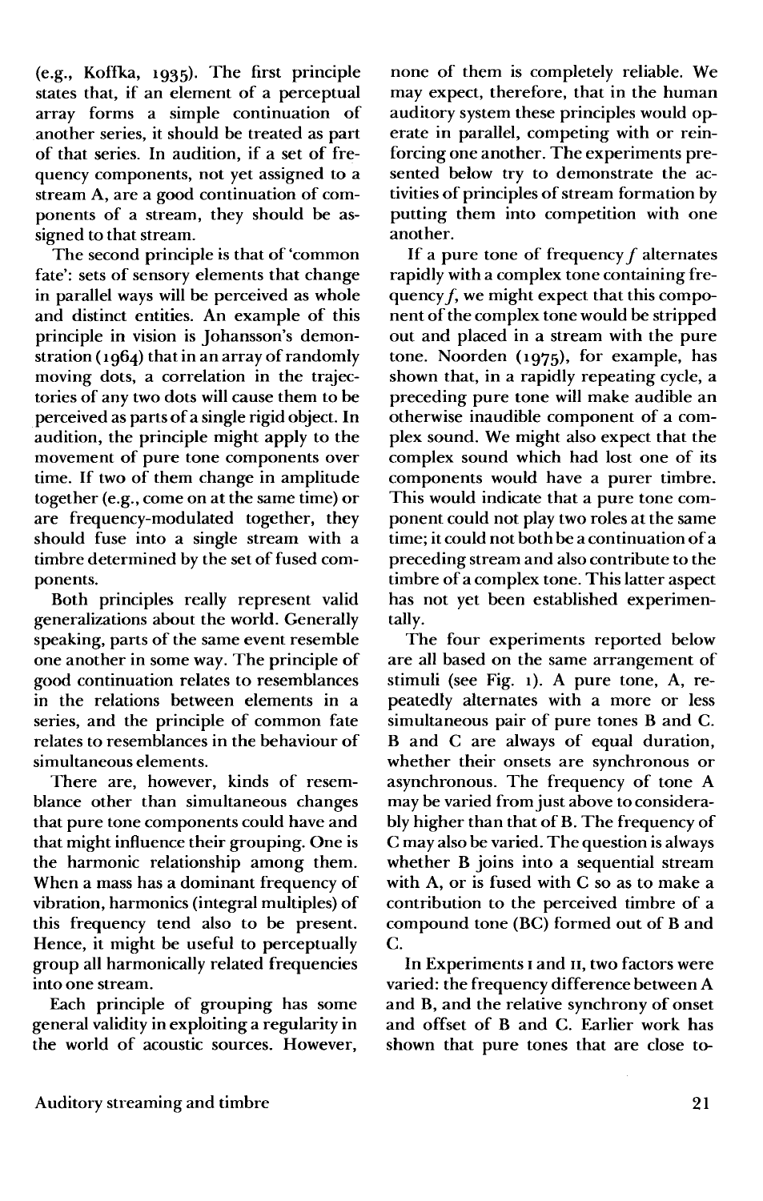(e.g., Koffka, 1935). The first principle states that, if an element of a perceptual array forms a simple continuation of another series, it should be treated as part of that series. In audition, if a set of frequency components, not yet assigned to a stream A, are a good continuation of components of a stream, they should be assigned to that stream.

The second principle is that of 'common fate': sets of sensory elements that change in parallel ways will be perceived as whole and distinct entities. An example of this principle in vision is Johansson's demonstration (1964) that in an array of randomly moving dots, a correlation in the trajectories of any two dots will cause them to be perceived as parts of a single rigid object. In audition, the principle might apply to the movement of pure tone components over time. If two of them change in amplitude together (e.g., come on at the same time) or are frequency-modulated together, they should fuse into a single stream with a timbre determined by the set of fused components.

Both principles really represent valid generalizations about the world. Generally speaking, parts of the same event resemble one another in some way. The principle of good continuation relates to resemblances in the relations between elements in a series, and the principle of common fate relates to resemblances in the behaviour of simultaneous elements.

There are, however, kinds of resemblance other than simultaneous changes that pure tone components could have and that might influence their grouping. One is the harmonic relationship among them. When a mass has a dominant frequency of vibration, harmonics (integral multiples) of this frequency tend also to be present. Hence, it might be useful to perceptually group all harmonically related frequencies into one stream.

Each principle of grouping has some general validity in exploiting a regularity in the world of acoustic sources. However, none of them is completely reliable. We may expect, therefore, that in the human auditory system these principles would operate in parallel, competing with or reinforcing one another. The experiments presented below try to demonstrate the activities of principles of stream formation by putting them into competition with one another.

If a pure tone of frequency $f$ alternates rapidly with a complex tone containing frequency $f$, we might expect that this component of the complex tone would be stripped out and placed in a stream with the pure tone. Noorden (1975), for example, has shown that, in a rapidly repeating cycle, a preceding pure tone will make audible an otherwise inaudible component of a complex sound. We might also expect that the complex sound which had lost one of its components would have a purer timbre. This would indicate that a pure tone component could not play two roles at the same time; it could not both be a continuation of a preceding stream and also contribute to the timbre of a complex tone. This latter aspect has not yet been established experimentally.

The four experiments reported below are all based on the same arrangement of stimuli (see Fig. 1). A pure tone, A, repeatedly alternates with a more or less simultaneous pair of pure tones B and C. B and C are always of equal duration, whether their onsets are synchronous or asynchronous. The frequency of tone A may be varied from just above to considerably higher than that of B. The frequency of C may also be varied. The question is always whether B joins into a sequential stream with A, or is fused with C so as to make a contribution to the perceived timbre of a compound tone (BC) formed out of B and C.

In Experiments I and II, two factors were varied: the frequency difference between A and B, and the relative synchrony of onset and offset of B and C. Earlier work has shown that pure tones that are close to-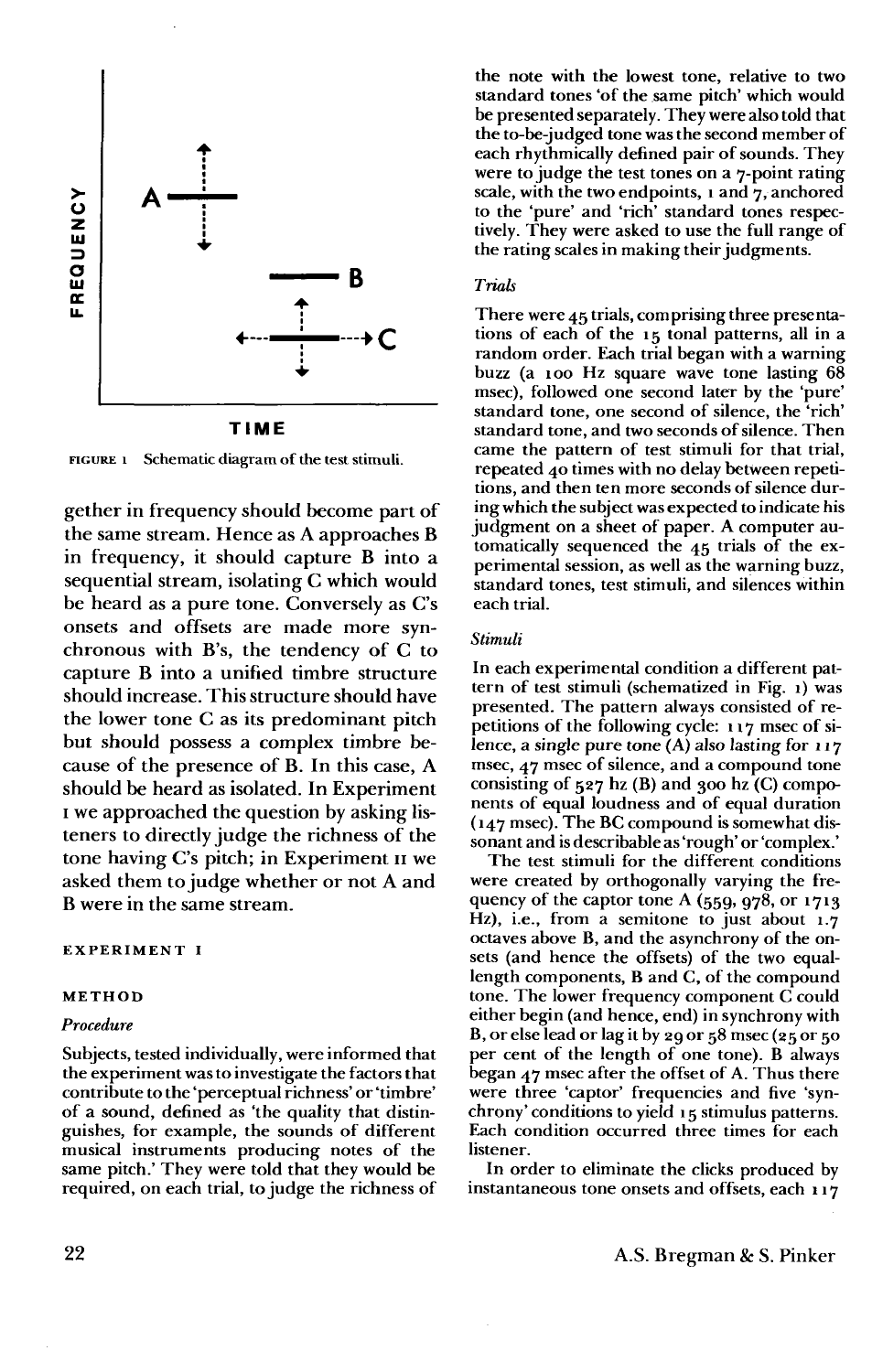FIGURE 1 Schematic diagram of the test stimuli.

gether in frequency should become part of the same stream. Hence as A approaches B in frequency, it should capture B into a sequential stream, isolating C which would be heard as a pure tone. Conversely as C's onsets and offsets are made more synchronous with B's, the tendency of C to capture B into a unified timbre structure should increase. This structure should have the lower tone C as its predominant pitch but should possess a complex timbre because of the presence of B. In this case, A should be heard as isolated. In Experiment I we approached the question by asking listeners to directly judge the richness of the tone having C's pitch; in Experiment II we asked them to judge whether or not A and B were in the same stream.

## EXPERIMENT I

### METHOD

#### *Procedure*

Subjects, tested individually, were informed that the experiment was to investigate the factors that contribute to the 'perceptual richness' or 'timbre' of a sound, defined as 'the quality that distinguishes, for example, the sounds of different musical instruments producing notes of the same pitch.' They were told that they would be required, on each trial, to judge the richness of the note with the lowest tone, relative to two standard tones 'of the same pitch' which would be presented separately. They were also told that the to-be-judged tone was the second member of each rhythmically defined pair of sounds. They were to judge the test tones on a 7-point rating scale, with the two endpoints, 1 and 7, anchored to the 'pure' and 'rich' standard tones respectively. They were asked to use the full range of the rating scales in making their judgments.

#### *Trials*

There were 45 trials, comprising three presentations of each of the 15 tonal patterns, all in a random order. Each trial began with a warning buzz (a 100 Hz square wave tone lasting 68 msec), followed one second later by the 'pure' standard tone, one second of silence, the 'rich' standard tone, and two seconds of silence. Then came the pattern of test stimuli for that trial, repeated 40 times with no delay between repetitions, and then ten more seconds of silence during which the subject was expected to indicate his judgment on a sheet of paper. A computer automatically sequenced the 45 trials of the experimental session, as well as the warning buzz, standard tones, test stimuli, and silences within each trial.

#### *Stimuli*

In each experimental condition a different pattern of test stimuli (schematized in Fig. 1) was presented. The pattern always consisted of repetitions of the following cycle: 117 msec of silence, a single pure tone (A) also lasting for 117 msec, 47 msec of silence, and a compound tone consisting of 527 hz (B) and 300 hz (C) components of equal loudness and of equal duration (147 msec). The BC compound is somewhat dissonant and is describable as 'rough' or 'complex.'

The test stimuli for the different conditions were created by orthogonally varying the frequency of the captor tone A (559, 978, or 1713 Hz), i.e., from a semitone to just about 1.7 octaves above B, and the asynchrony of the onsets (and hence the offsets) of the two equal-length components, B and C, of the compound tone. The lower frequency component C could either begin (and hence, end) in synchrony with B, or else lead or lag it by 29 or 58 msec (25 or 50 per cent of the length of one tone). B always began 47 msec after the offset of A. Thus there were three 'captor' frequencies and five 'synchrony' conditions to yield 15 stimulus patterns. Each condition occurred three times for each listener.

In order to eliminate the clicks produced by instantaneous tone onsets and offsets, each 117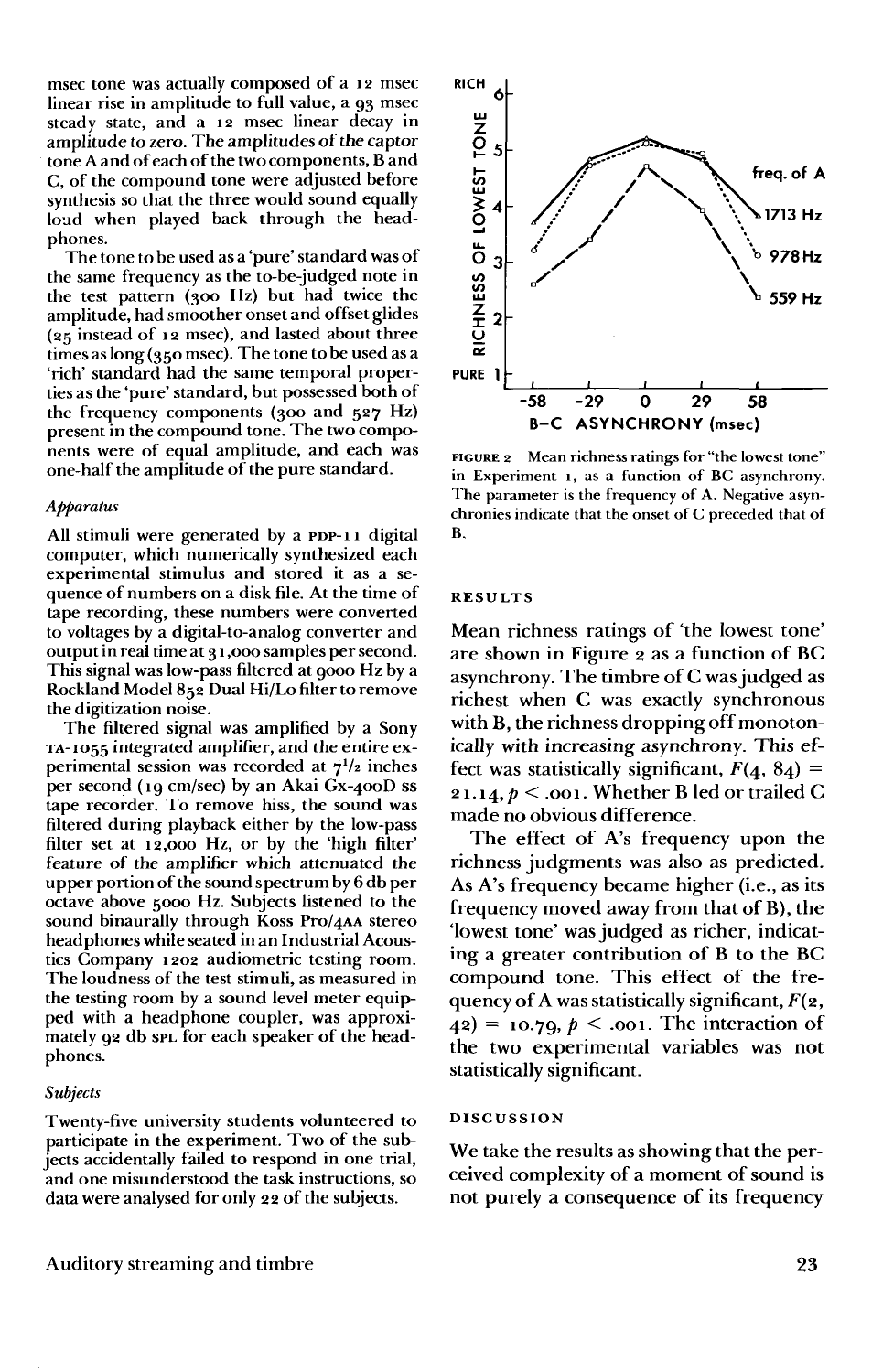msec tone was actually composed of a 12 msec linear rise in amplitude to full value, a 93 msec steady state, and a 12 msec linear decay in amplitude to zero. The amplitudes of the captor tone A and of each of the two components, B and C, of the compound tone were adjusted before synthesis so that the three would sound equally loud when played back through the headphones.

The tone to be used as a 'pure' standard was of the same frequency as the to-be-judged note in the test pattern (300 Hz) but had twice the amplitude, had smoother onset and offset glides (25 instead of 12 msec), and lasted about three times as long (350 msec). The tone to be used as a 'rich' standard had the same temporal properties as the 'pure' standard, but possessed both of the frequency components (300 and 527 Hz) present in the compound tone. The two components were of equal amplitude, and each was one-half the amplitude of the pure standard.

*Apparatus*

All stimuli were generated by a PDP-11 digital computer, which numerically synthesized each experimental stimulus and stored it as a sequence of numbers on a disk file. At the time of tape recording, these numbers were converted to voltages by a digital-to-analog converter and output in real time at 31,000 samples per second. This signal was low-pass filtered at 9000 Hz by a Rockland Model 852 Dual Hi/Lo filter to remove the digitization noise.

The filtered signal was amplified by a Sony TA-1055 integrated amplifier, and the entire experimental session was recorded at 7½ inches per second (19 cm/sec) by an Akai GX-400D SS tape recorder. To remove hiss, the sound was filtered during playback either by the low-pass filter set at 12,000 Hz, or by the 'high filter' feature of the amplifier which attenuated the upper portion of the sound spectrum by 6 db per octave above 5000 Hz. Subjects listened to the sound binaurally through Koss Pro/4AA stereo headphones while seated in an Industrial Acoustics Company 1202 audiometric testing room. The loudness of the test stimuli, as measured in the testing room by a sound level meter equipped with a headphone coupler, was approximately 92 db SPL for each speaker of the headphones.

*Subjects*

Twenty-five university students volunteered to participate in the experiment. Two of the subjects accidentally failed to respond in one trial, and one misunderstood the task instructions, so data were analysed for only 22 of the subjects.

FIGURE 2 Mean richness ratings for "the lowest tone" in Experiment 1, as a function of BC asynchrony. The parameter is the frequency of A. Negative asynchronies indicate that the onset of C preceded that of B.

## RESULTS

Mean richness ratings of 'the lowest tone' are shown in Figure 2 as a function of BC asynchrony. The timbre of C was judged as richest when C was exactly synchronous with B, the richness dropping off monotonically with increasing asynchrony. This effect was statistically significant, $F(4, 84) = 21.14, p < .001$. Whether B led or trailed C made no obvious difference.

The effect of A's frequency upon the richness judgments was also as predicted. As A's frequency became higher (i.e., as its frequency moved away from that of B), the 'lowest tone' was judged as richer, indicating a greater contribution of B to the BC compound tone. This effect of the frequency of A was statistically significant, $F(2, 42) = 10.79, p < .001$. The interaction of the two experimental variables was not statistically significant.

## DISCUSSION

We take the results as showing that the perceived complexity of a moment of sound is not purely a consequence of its frequency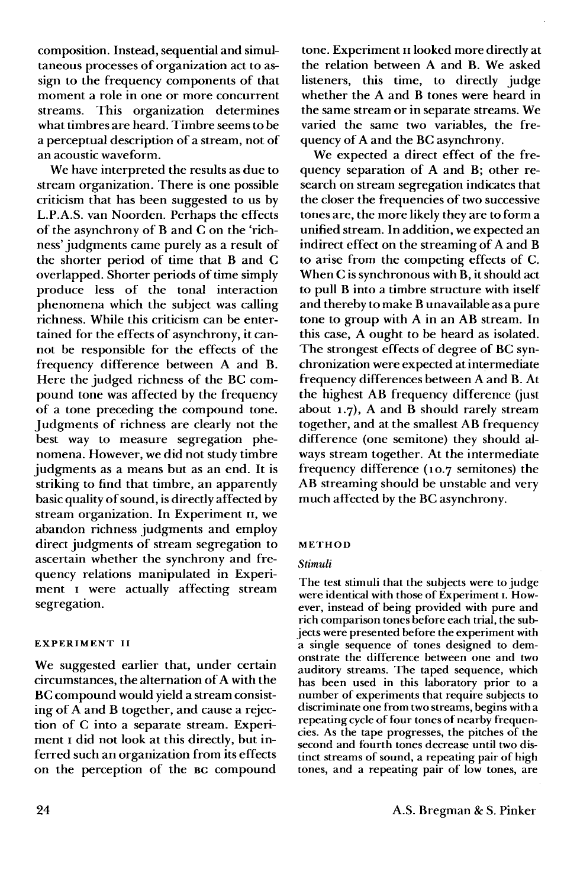composition. Instead, sequential and simultaneous processes of organization act to assign to the frequency components of that moment a role in one or more concurrent streams. This organization determines what timbres are heard. Timbre seems to be a perceptual description of a stream, not of an acoustic waveform.

We have interpreted the results as due to stream organization. There is one possible criticism that has been suggested to us by L.P.A.S. van Noorden. Perhaps the effects of the asynchrony of B and C on the 'richness' judgments came purely as a result of the shorter period of time that B and C overlapped. Shorter periods of time simply produce less of the tonal interaction phenomena which the subject was calling richness. While this criticism can be entertained for the effects of asynchrony, it cannot be responsible for the effects of the frequency difference between A and B. Here the judged richness of the BC compound tone was affected by the frequency of a tone preceding the compound tone. Judgments of richness are clearly not the best way to measure segregation phenomena. However, we did not study timbre judgments as a means but as an end. It is striking to find that timbre, an apparently basic quality of sound, is directly affected by stream organization. In Experiment II, we abandon richness judgments and employ direct judgments of stream segregation to ascertain whether the synchrony and frequency relations manipulated in Experiment I were actually affecting stream segregation.

## EXPERIMENT II

We suggested earlier that, under certain circumstances, the alternation of A with the BC compound would yield a stream consisting of A and B together, and cause a rejection of C into a separate stream. Experiment I did not look at this directly, but inferred such an organization from its effects on the perception of the BC compound tone. Experiment II looked more directly at the relation between A and B. We asked listeners, this time, to directly judge whether the A and B tones were heard in the same stream or in separate streams. We varied the same two variables, the frequency of A and the BC asynchrony.

We expected a direct effect of the frequency separation of A and B; other research on stream segregation indicates that the closer the frequencies of two successive tones are, the more likely they are to form a unified stream. In addition, we expected an indirect effect on the streaming of A and B to arise from the competing effects of C. When C is synchronous with B, it should act to pull B into a timbre structure with itself and thereby to make B unavailable as a pure tone to group with A in an AB stream. In this case, A ought to be heard as isolated. The strongest effects of degree of BC synchronization were expected at intermediate frequency differences between A and B. At the highest AB frequency difference (just about 1.7), A and B should rarely stream together, and at the smallest AB frequency difference (one semitone) they should always stream together. At the intermediate frequency difference (10.7 semitones) the AB streaming should be unstable and very much affected by the BC asynchrony.

### METHOD

#### *Stimuli*

The test stimuli that the subjects were to judge were identical with those of Experiment I. However, instead of being provided with pure and rich comparison tones before each trial, the subjects were presented before the experiment with a single sequence of tones designed to demonstrate the difference between one and two auditory streams. The taped sequence, which has been used in this laboratory prior to a number of experiments that require subjects to discriminate one from two streams, begins with a repeating cycle of four tones of nearby frequencies. As the tape progresses, the pitches of the second and fourth tones decrease until two distinct streams of sound, a repeating pair of high tones, and a repeating pair of low tones, are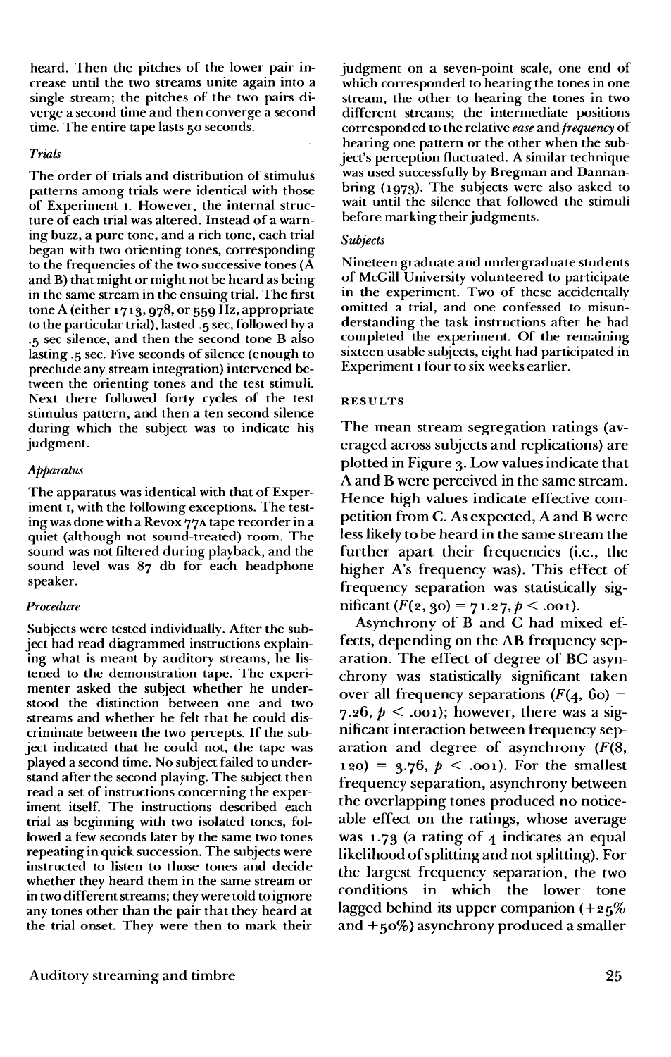heard. Then the pitches of the lower pair increase until the two streams unite again into a single stream; the pitches of the two pairs diverge a second time and then converge a second time. The entire tape lasts 50 seconds.

### *Trials*

The order of trials and distribution of stimulus patterns among trials were identical with those of Experiment 1. However, the internal structure of each trial was altered. Instead of a warning buzz, a pure tone, and a rich tone, each trial began with two orienting tones, corresponding to the frequencies of the two successive tones (A and B) that might or might not be heard as being in the same stream in the ensuing trial. The first tone A (either 1713, 978, or 559 Hz, appropriate to the particular trial), lasted .5 sec, followed by a .5 sec silence, and then the second tone B also lasting .5 sec. Five seconds of silence (enough to preclude any stream integration) intervened between the orienting tones and the test stimuli. Next there followed forty cycles of the test stimulus pattern, and then a ten second silence during which the subject was to indicate his judgment.

### *Apparatus*

The apparatus was identical with that of Experiment 1, with the following exceptions. The testing was done with a Revox 77A tape recorder in a quiet (although not sound-treated) room. The sound was not filtered during playback, and the sound level was 87 db for each headphone speaker.

### *Procedure*

Subjects were tested individually. After the subject had read diagrammed instructions explaining what is meant by auditory streams, he listened to the demonstration tape. The experimenter asked the subject whether he understood the distinction between one and two streams and whether he felt that he could discriminate between the two percepts. If the subject indicated that he could not, the tape was played a second time. No subject failed to understand after the second playing. The subject then read a set of instructions concerning the experiment itself. The instructions described each trial as beginning with two isolated tones, followed a few seconds later by the same two tones repeating in quick succession. The subjects were instructed to listen to those tones and decide whether they heard them in the same stream or in two different streams; they were told to ignore any tones other than the pair that they heard at the trial onset. They were then to mark their judgment on a seven-point scale, one end of which corresponded to hearing the tones in one stream, the other to hearing the tones in two different streams; the intermediate positions corresponded to the relative *ease* and *frequency* of hearing one pattern or the other when the subject's perception fluctuated. A similar technique was used successfully by Bregman and Dannenbring (1973). The subjects were also asked to wait until the silence that followed the stimuli before marking their judgments.

### *Subjects*

Nineteen graduate and undergraduate students of McGill University volunteered to participate in the experiment. Two of these accidentally omitted a trial, and one confessed to misunderstanding the task instructions after he had completed the experiment. Of the remaining sixteen usable subjects, eight had participated in Experiment 1 four to six weeks earlier.

## RESULTS

The mean stream segregation ratings (averaged across subjects and replications) are plotted in Figure 3. Low values indicate that A and B were perceived in the same stream. Hence high values indicate effective competition from C. As expected, A and B were less likely to be heard in the same stream the further apart their frequencies (i.e., the higher A's frequency was). This effect of frequency separation was statistically significant ($F(2, 30) = 71.27, p < .001$).

Asynchrony of B and C had mixed effects, depending on the AB frequency separation. The effect of degree of BC asynchrony was statistically significant taken over all frequency separations ($F(4, 60) = 7.26, p < .001$); however, there was a significant interaction between frequency separation and degree of asynchrony ($F(8, 120) = 3.76, p < .001$). For the smallest frequency separation, asynchrony between the overlapping tones produced no noticeable effect on the ratings, whose average was 1.73 (a rating of 4 indicates an equal likelihood of splitting and not splitting). For the largest frequency separation, the two conditions in which the lower tone lagged behind its upper companion (+25% and +50%) asynchrony produced a smaller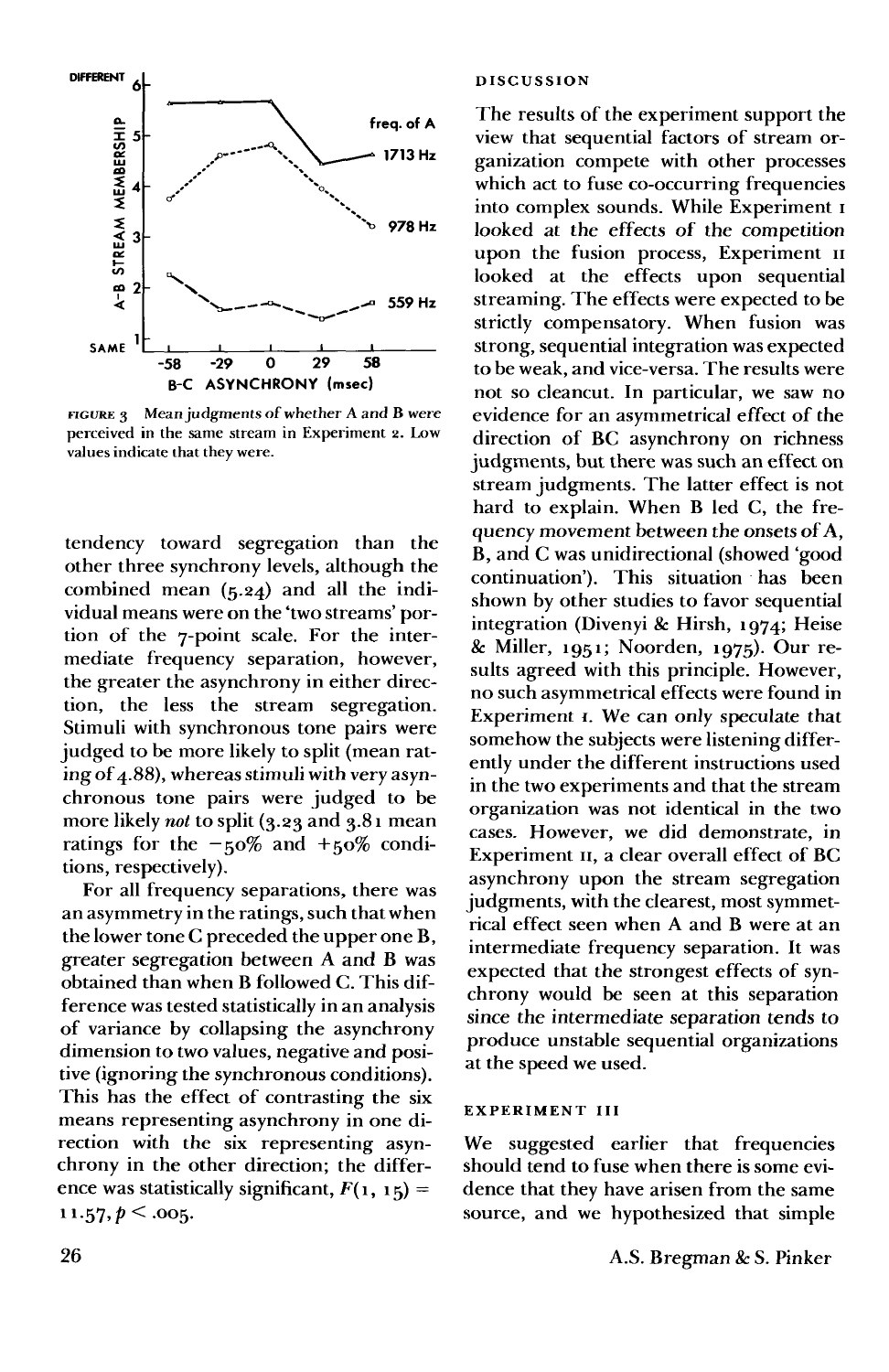FIGURE 3 Mean judgments of whether A and B were perceived in the same stream in Experiment 2. Low values indicate that they were.

tendency toward segregation than the other three synchrony levels, although the combined mean (5.24) and all the individual means were on the 'two streams' portion of the 7-point scale. For the intermediate frequency separation, however, the greater the asynchrony in either direction, the less the stream segregation. Stimuli with synchronous tone pairs were judged to be more likely to split (mean rating of 4.88), whereas stimuli with very asynchronous tone pairs were judged to be more likely *not* to split (3.23 and 3.81 mean ratings for the $-50\%$ and $+50\%$ conditions, respectively).

For all frequency separations, there was an asymmetry in the ratings, such that when the lower tone C preceded the upper one B, greater segregation between A and B was obtained than when B followed C. This difference was tested statistically in an analysis of variance by collapsing the asynchrony dimension to two values, negative and positive (ignoring the synchronous conditions). This has the effect of contrasting the six means representing asynchrony in one direction with the six representing asynchrony in the other direction; the difference was statistically significant, $F(1, 15) = 11.57, p < .005$.

## DISCUSSION

The results of the experiment support the view that sequential factors of stream organization compete with other processes which act to fuse co-occurring frequencies into complex sounds. While Experiment I looked at the effects of the competition upon the fusion process, Experiment II looked at the effects upon sequential streaming. The effects were expected to be strictly compensatory. When fusion was strong, sequential integration was expected to be weak, and vice-versa. The results were not so cleancut. In particular, we saw no evidence for an asymmetrical effect of the direction of BC asynchrony on richness judgments, but there was such an effect on stream judgments. The latter effect is not hard to explain. When B led C, the frequency movement between the onsets of A, B, and C was unidirectional (showed 'good continuation'). This situation has been shown by other studies to favor sequential integration (Divenyi & Hirsh, 1974; Heise & Miller, 1951; Noorden, 1975). Our results agreed with this principle. However, no such asymmetrical effects were found in Experiment I. We can only speculate that somehow the subjects were listening differently under the different instructions used in the two experiments and that the stream organization was not identical in the two cases. However, we did demonstrate, in Experiment II, a clear overall effect of BC asynchrony upon the stream segregation judgments, with the clearest, most symmetrical effect seen when A and B were at an intermediate frequency separation. It was expected that the strongest effects of synchrony would be seen at this separation since the intermediate separation tends to produce unstable sequential organizations at the speed we used.

## EXPERIMENT III

We suggested earlier that frequencies should tend to fuse when there is some evidence that they have arisen from the same source, and we hypothesized that simple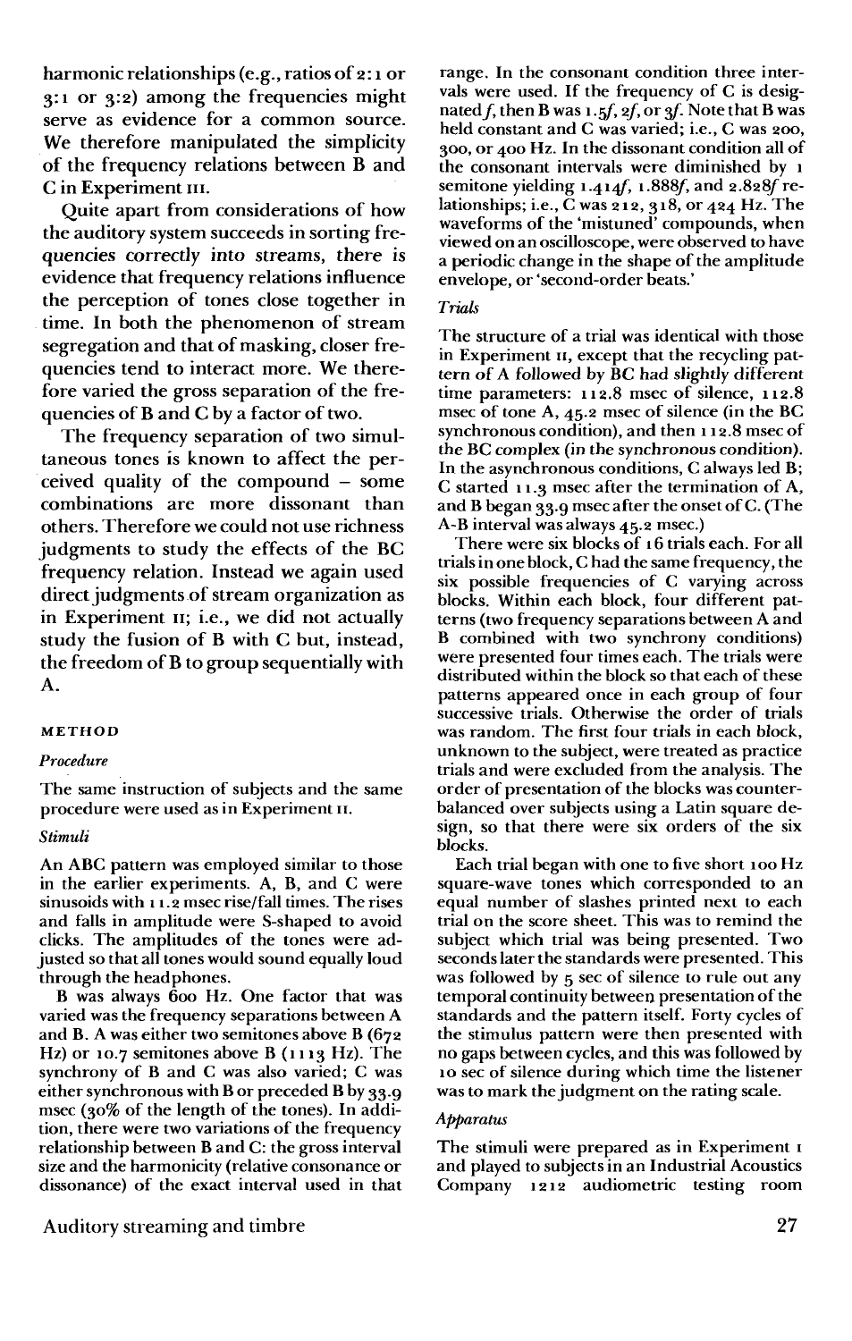harmonic relationships (e.g., ratios of 2:1 or 3:1 or 3:2) among the frequencies might serve as evidence for a common source. We therefore manipulated the simplicity of the frequency relations between B and C in Experiment III.

Quite apart from considerations of how the auditory system succeeds in sorting frequencies correctly into streams, there is evidence that frequency relations influence the perception of tones close together in time. In both the phenomenon of stream segregation and that of masking, closer frequencies tend to interact more. We therefore varied the gross separation of the frequencies of B and C by a factor of two.

The frequency separation of two simultaneous tones is known to affect the perceived quality of the compound – some combinations are more dissonant than others. Therefore we could not use richness judgments to study the effects of the BC frequency relation. Instead we again used direct judgments of stream organization as in Experiment II; i.e., we did not actually study the fusion of B with C but, instead, the freedom of B to group sequentially with A.

## METHOD

### *Procedure*

The same instruction of subjects and the same procedure were used as in Experiment II.

### *Stimuli*

An ABC pattern was employed similar to those in the earlier experiments. A, B, and C were sinusoids with 11.2 msec rise/fall times. The rises and falls in amplitude were S-shaped to avoid clicks. The amplitudes of the tones were adjusted so that all tones would sound equally loud through the headphones.

B was always 600 Hz. One factor that was varied was the frequency separations between A and B. A was either two semitones above B (672 Hz) or 10.7 semitones above B (1113 Hz). The synchrony of B and C was also varied; C was either synchronous with B or preceded B by 33.9 msec (30% of the length of the tones). In addition, there were two variations of the frequency relationship between B and C: the gross interval size and the harmonicity (relative consonance or dissonance) of the exact interval used in that range. In the consonant condition three intervals were used. If the frequency of C is designated $f$, then B was $1.5f$, $2f$, or $3f$. Note that B was held constant and C was varied; i.e., C was 200, 300, or 400 Hz. In the dissonant condition all of the consonant intervals were diminished by 1 semitone yielding $1.414f$, $1.888f$, and $2.828f$ relationships; i.e., C was 212, 318, or 424 Hz. The waveforms of the 'mistuned' compounds, when viewed on an oscilloscope, were observed to have a periodic change in the shape of the amplitude envelope, or 'second-order beats.'

### *Trials*

The structure of a trial was identical with those in Experiment II, except that the recycling pattern of A followed by BC had slightly different time parameters: 112.8 msec of silence, 112.8 msec of tone A, 45.2 msec of silence (in the BC synchronous condition), and then 112.8 msec of the BC complex (in the synchronous condition). In the asynchronous conditions, C always led B; C started 11.3 msec after the termination of A, and B began 33.9 msec after the onset of C. (The A-B interval was always 45.2 msec.)

There were six blocks of 16 trials each. For all trials in one block, C had the same frequency, the six possible frequencies of C varying across blocks. Within each block, four different patterns (two frequency separations between A and B combined with two synchrony conditions) were presented four times each. The trials were distributed within the block so that each of these patterns appeared once in each group of four successive trials. Otherwise the order of trials was random. The first four trials in each block, unknown to the subject, were treated as practice trials and were excluded from the analysis. The order of presentation of the blocks was counterbalanced over subjects using a Latin square design, so that there were six orders of the six blocks.

Each trial began with one to five short 100 Hz square-wave tones which corresponded to an equal number of slashes printed next to each trial on the score sheet. This was to remind the subject which trial was being presented. Two seconds later the standards were presented. This was followed by 5 sec of silence to rule out any temporal continuity between presentation of the standards and the pattern itself. Forty cycles of the stimulus pattern were then presented with no gaps between cycles, and this was followed by 10 sec of silence during which time the listener was to mark the judgment on the rating scale.

### *Apparatus*

The stimuli were prepared as in Experiment I and played to subjects in an Industrial Acoustics Company 1212 audiometric testing room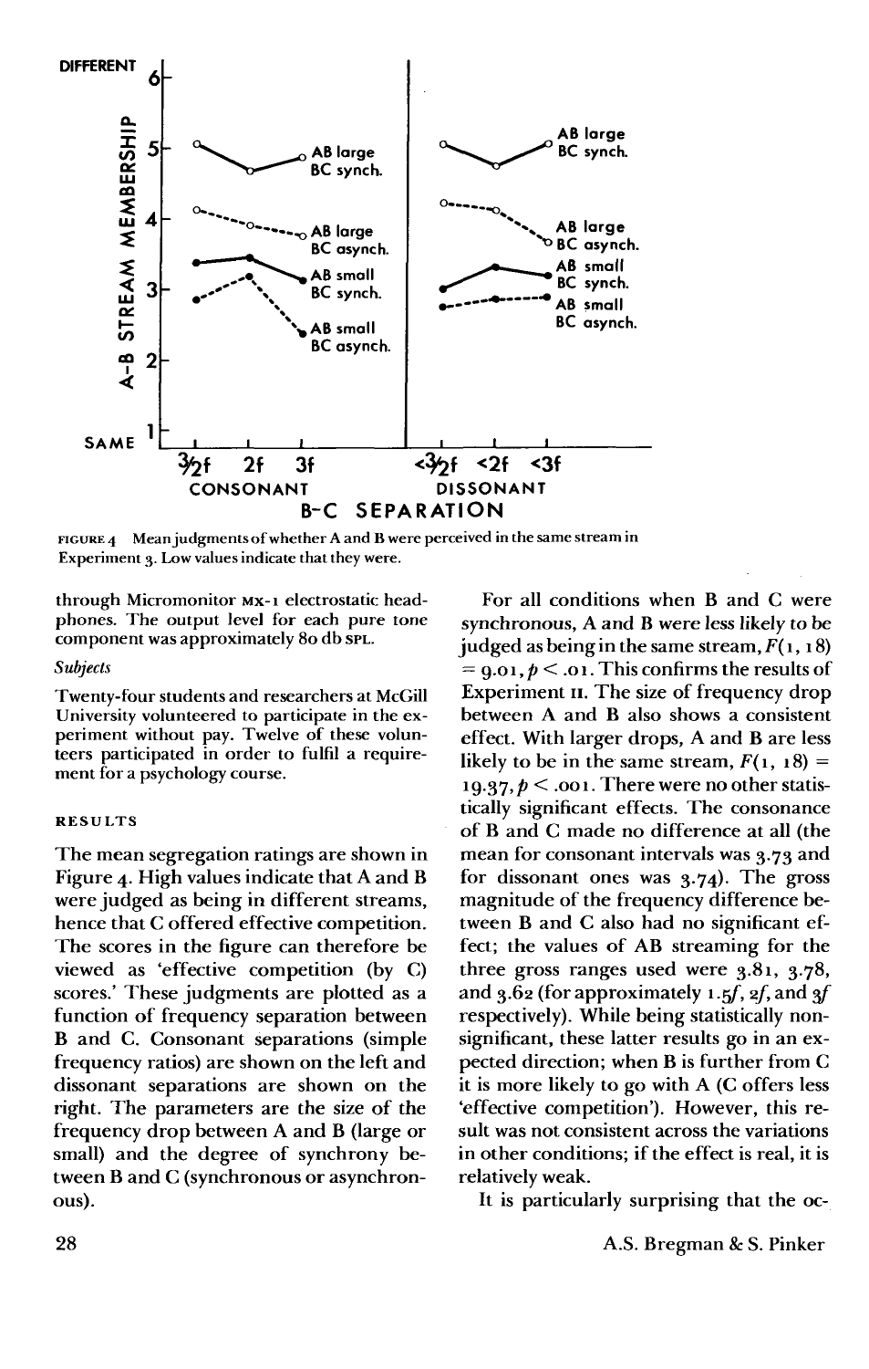FIGURE 4 Mean judgments of whether A and B were perceived in the same stream in Experiment 3. Low values indicate that they were.

through Micromonitor MX-1 electrostatic headphones. The output level for each pure tone component was approximately 80 db SPL.

*Subjects*

Twenty-four students and researchers at McGill University volunteered to participate in the experiment without pay. Twelve of these volunteers participated in order to fulfil a requirement for a psychology course.

### RESULTS

The mean segregation ratings are shown in Figure 4. High values indicate that A and B were judged as being in different streams, hence that C offered effective competition. The scores in the figure can therefore be viewed as 'effective competition (by C) scores.' These judgments are plotted as a function of frequency separation between B and C. Consonant separations (simple frequency ratios) are shown on the left and dissonant separations are shown on the right. The parameters are the size of the frequency drop between A and B (large or small) and the degree of synchrony between B and C (synchronous or asynchronous).

For all conditions when B and C were synchronous, A and B were less likely to be judged as being in the same stream, $F(1, 18) = 9.01, p < .01$. This confirms the results of Experiment II. The size of frequency drop between A and B also shows a consistent effect. With larger drops, A and B are less likely to be in the same stream, $F(1, 18) = 19.37, p < .001$. There were no other statistically significant effects. The consonance of B and C made no difference at all (the mean for consonant intervals was 3.73 and for dissonant ones was 3.74). The gross magnitude of the frequency difference between B and C also had no significant effect; the values of AB streaming for the three gross ranges used were 3.81, 3.78, and 3.62 (for approximately $1.5f$, $2f$, and $3f$ respectively). While being statistically non-significant, these latter results go in an expected direction; when B is further from C it is more likely to go with A (C offers less 'effective competition'). However, this result was not consistent across the variations in other conditions; if the effect is real, it is relatively weak.

It is particularly surprising that the oc-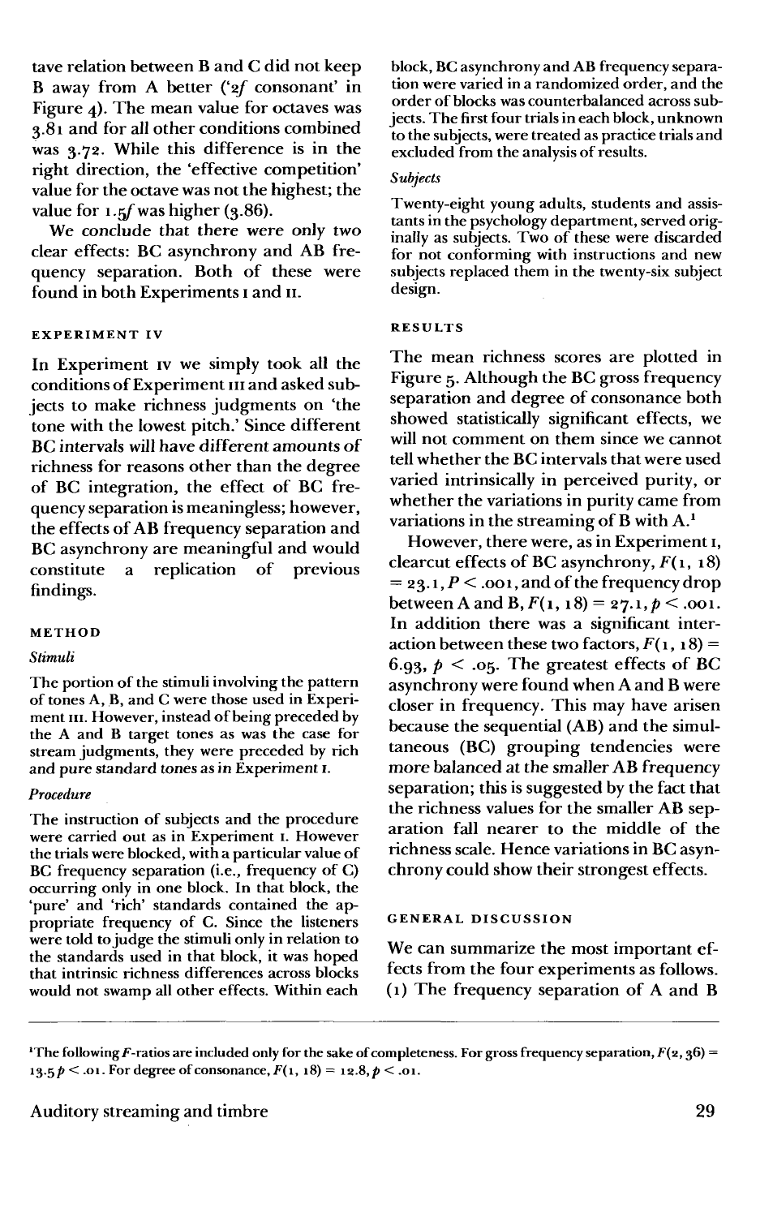tave relation between B and C did not keep B away from A better ('2f consonant' in Figure 4). The mean value for octaves was 3.81 and for all other conditions combined was 3.72. While this difference is in the right direction, the 'effective competition' value for the octave was not the highest; the value for 1.5f was higher (3.86).

We conclude that there were only two clear effects: BC asynchrony and AB frequency separation. Both of these were found in both Experiments I and II.

## EXPERIMENT IV

In Experiment IV we simply took all the conditions of Experiment III and asked subjects to make richness judgments on 'the tone with the lowest pitch.' Since different BC intervals will have different amounts of richness for reasons other than the degree of BC integration, the effect of BC frequency separation is meaningless; however, the effects of AB frequency separation and BC asynchrony are meaningful and would constitute a replication of previous findings.

### METHOD

*Stimuli*

The portion of the stimuli involving the pattern of tones A, B, and C were those used in Experiment III. However, instead of being preceded by the A and B target tones as was the case for stream judgments, they were preceded by rich and pure standard tones as in Experiment I.

*Procedure*

The instruction of subjects and the procedure were carried out as in Experiment I. However the trials were blocked, with a particular value of BC frequency separation (i.e., frequency of C) occurring only in one block. In that block, the 'pure' and 'rich' standards contained the appropriate frequency of C. Since the listeners were told to judge the stimuli only in relation to the standards used in that block, it was hoped that intrinsic richness differences across blocks would not swamp all other effects. Within each block, BC asynchrony and AB frequency separation were varied in a randomized order, and the order of blocks was counterbalanced across subjects. The first four trials in each block, unknown to the subjects, were treated as practice trials and excluded from the analysis of results.

*Subjects*

Twenty-eight young adults, students and assistants in the psychology department, served originally as subjects. Two of these were discarded for not conforming with instructions and new subjects replaced them in the twenty-six subject design.

### RESULTS

The mean richness scores are plotted in Figure 5. Although the BC gross frequency separation and degree of consonance both showed statistically significant effects, we will not comment on them since we cannot tell whether the BC intervals that were used varied intrinsically in perceived purity, or whether the variations in purity came from variations in the streaming of B with A.[1]

However, there were, as in Experiment I, clearcut effects of BC asynchrony, $F(1, 18) = 23.1, P < .001$, and of the frequency drop between A and B, $F(1, 18) = 27.1, p < .001$. In addition there was a significant interaction between these two factors, $F(1, 18) = 6.93, p < .05$. The greatest effects of BC asynchrony were found when A and B were closer in frequency. This may have arisen because the sequential (AB) and the simultaneous (BC) grouping tendencies were more balanced at the smaller AB frequency separation; this is suggested by the fact that the richness values for the smaller AB separation fall nearer to the middle of the richness scale. Hence variations in BC asynchrony could show their strongest effects.

## GENERAL DISCUSSION

We can summarize the most important effects from the four experiments as follows. (1) The frequency separation of A and B

[1]The following $F$-ratios are included only for the sake of completeness. For gross frequency separation, $F(2, 36) = 13.5\, p < .01$. For degree of consonance, $F(1, 18) = 12.8, p < .01$.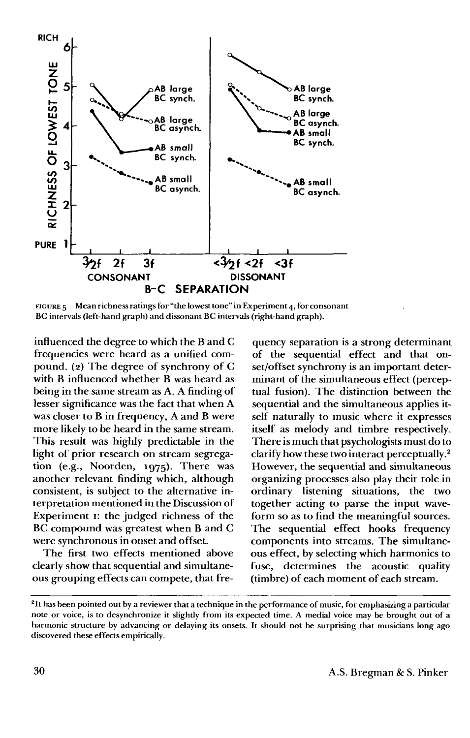FIGURE 5 Mean richness ratings for "the lowest tone" in Experiment 4, for consonant BC intervals (left-hand graph) and dissonant BC intervals (right-hand graph).

influenced the degree to which the B and C frequencies were heard as a unified compound. (2) The degree of synchrony of C with B influenced whether B was heard as being in the same stream as A. A finding of lesser significance was the fact that when A was closer to B in frequency, A and B were more likely to be heard in the same stream. This result was highly predictable in the light of prior research on stream segregation (e.g., Noorden, 1975). There was another relevant finding which, although consistent, is subject to the alternative interpretation mentioned in the Discussion of Experiment 1: the judged richness of the BC compound was greatest when B and C were synchronous in onset and offset.

The first two effects mentioned above clearly show that sequential and simultaneous grouping effects can compete, that frequency separation is a strong determinant of the sequential effect and that onset/offset synchrony is an important determinant of the simultaneous effect (perceptual fusion). The distinction between the sequential and the simultaneous applies itself naturally to music where it expresses itself as melody and timbre respectively. There is much that psychologists must do to clarify how these two interact perceptually.[2] However, the sequential and simultaneous organizing processes also play their role in ordinary listening situations, the two together acting to parse the input waveform so as to find the meaningful sources. The sequential effect hooks frequency components into streams. The simultaneous effect, by selecting which harmonics to fuse, determines the acoustic quality (timbre) of each moment of each stream.

[2] It has been pointed out by a reviewer that a technique in the performance of music, for emphasizing a particular note or voice, is to desynchronize it slightly from its expected time. A medial voice may be brought out of a harmonic structure by advancing or delaying its onsets. It should not be surprising that musicians long ago discovered these effects empirically.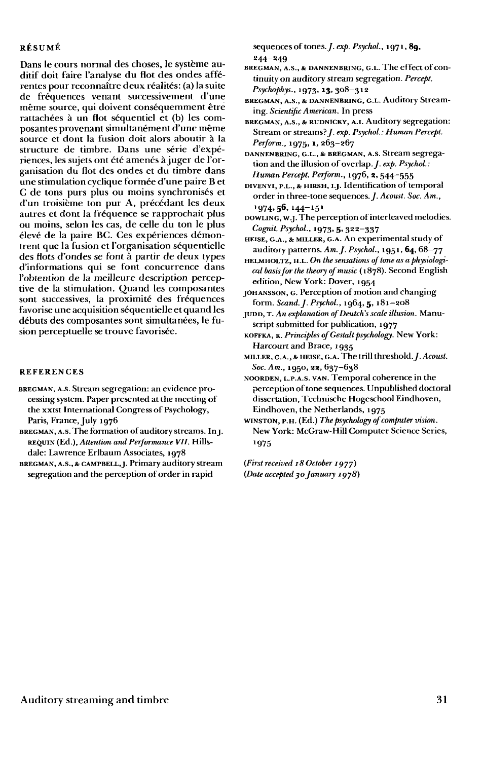## RÉSUMÉ

Dans le cours normal des choses, le système auditif doit faire l'analyse du flot des ondes afférentes pour reconnaître deux réalités: (a) la suite de fréquences venant successivement d'une même source, qui doivent conséquemment être rattachées à un flot séquentiel et (b) les composantes provenant simultanément d'une même source et dont la fusion doit alors aboutir à la structure de timbre. Dans une série d'expériences, les sujets ont été amenés à juger de l'organisation du flot des ondes et du timbre dans une stimulation cyclique formée d'une paire B et C de tons purs plus ou moins synchronisés et d'un troisième ton pur A, précédant les deux autres et dont la fréquence se rapprochait plus ou moins, selon les cas, de celle du ton le plus élevé de la paire BC. Ces expériences démontrent que la fusion et l'organisation séquentielle des flots d'ondes se font à partir de deux types d'informations qui se font concurrence dans l'obtention de la meilleure description perceptive de la stimulation. Quand les composantes sont successives, la proximité des fréquences favorise une acquisition séquentielle et quand les débuts des composantes sont simultanées, le fusion perceptuelle se trouve favorisée.

## REFERENCES

BREGMAN, A.S. Stream segregation: an evidence processing system. Paper presented at the meeting of the XXIst International Congress of Psychology, Paris, France, July 1976

BREGMAN, A.S. The formation of auditory streams. In J. REQUIN (Ed.), *Attention and Performance VII*. Hillsdale: Lawrence Erlbaum Associates, 1978

BREGMAN, A.S., & CAMPBELL, J. Primary auditory stream segregation and the perception of order in rapid sequences of tones. *J. exp. Psychol.*, 1971, **89**, 244–249

BREGMAN, A.S., & DANNENBRING, G.L. The effect of continuity on auditory stream segregation. *Percept. Psychophys.*, 1973, **13**, 308–312

BREGMAN, A.S., & DANNENBRING, G.L. Auditory Streaming. *Scientific American*. In press

BREGMAN, A.S., & RUDNICKY, A.I. Auditory segregation: Stream or streams? *J. exp. Psychol.: Human Percept. Perform.*, 1975, **1**, 263–267

DANNENBRING, G.L., & BREGMAN, A.S. Stream segregation and the illusion of overlap. *J. exp. Psychol.: Human Percept. Perform.*, 1976, **2**, 544–555

DIVENYI, P.L., & HIRSH, I.J. Identification of temporal order in three-tone sequences. *J. Acoust. Soc. Am.*, 1974, **56**, 144–151

DOWLING, W.J. The perception of interleaved melodies. *Cognit. Psychol.*, 1973, **5**, 322–337

HEISE, G.A., & MILLER, G.A. An experimental study of auditory patterns. *Am. J. Psychol.*, 1951, **64**, 68–77

HELMHOLTZ, H.L. *On the sensations of tone as a physiological basis for the theory of music* (1878). Second English edition, New York: Dover, 1954

JOHANSSON, G. Perception of motion and changing form. *Scand. J. Psychol.*, 1964, **5**, 181–208

JUDD, T. *An explanation of Deutch's scale illusion*. Manuscript submitted for publication, 1977

KOFFKA, K. *Principles of Gestalt psychology*. New York: Harcourt and Brace, 1935

MILLER, G.A., & HEISE, G.A. The trill threshold. *J. Acoust. Soc. Am.*, 1950, **22**, 637–638

NOORDEN, L.P.A.S. VAN. Temporal coherence in the perception of tone sequences. Unpublished doctoral dissertation, Technische Hogeschool Eindhoven, Eindhoven, the Netherlands, 1975

WINSTON, P.H. (Ed.) *The psychology of computer vision*. New York: McGraw-Hill Computer Science Series, 1975

*(First received 18 October 1977)*
*(Date accepted 30 January 1978)*